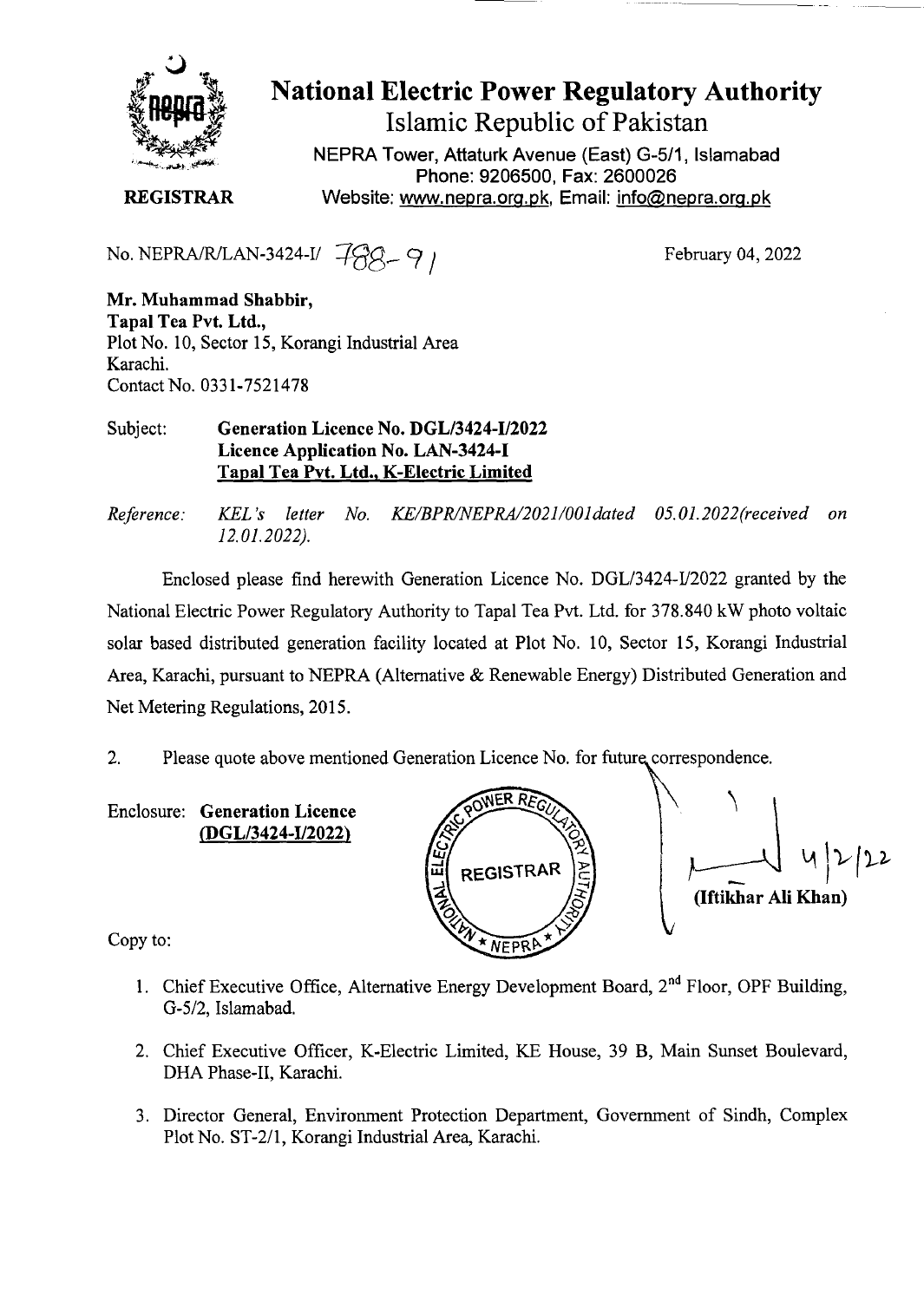# National Electric Power Regulatory Authority

Islamic Republic of Pakistan

NEPRA Tower, Attaturk Avenue (East) G-5/1, Islamabad
Phone: 9206500, Fax: 2600026
Website: www.nepra.org.pk, Email: info@nepra.org.pk

**REGISTRAR**

No. NEPRA/R/LAN-3424-I/ 788-91

February 04, 2022

**Mr. Muhammad Shabbir,**
**Tapal Tea Pvt. Ltd.,**
Plot No. 10, Sector 15, Korangi Industrial Area
Karachi.
Contact No. 0331-7521478

Subject: **Generation Licence No. DGL/3424-I/2022**
**Licence Application No. LAN-3424-I**
**Tapal Tea Pvt. Ltd., K-Electric Limited**

*Reference: KEL's letter No. KE/BPR/NEPRA/2021/001dated 05.01.2022(received on 12.01.2022).*

Enclosed please find herewith Generation Licence No. DGL/3424-I/2022 granted by the National Electric Power Regulatory Authority to Tapal Tea Pvt. Ltd. for 378.840 kW photo voltaic solar based distributed generation facility located at Plot No. 10, Sector 15, Korangi Industrial Area, Karachi, pursuant to NEPRA (Alternative & Renewable Energy) Distributed Generation and Net Metering Regulations, 2015.

2. Please quote above mentioned Generation Licence No. for future correspondence.

Enclosure: **Generation Licence**
**(DGL/3424-I/2022)**

4/2/22
**(Iftikhar Ali Khan)**

Copy to:

1. Chief Executive Office, Alternative Energy Development Board, 2nd Floor, OPF Building, G-5/2, Islamabad.
2. Chief Executive Officer, K-Electric Limited, KE House, 39 B, Main Sunset Boulevard, DHA Phase-II, Karachi.
3. Director General, Environment Protection Department, Government of Sindh, Complex Plot No. ST-2/1, Korangi Industrial Area, Karachi.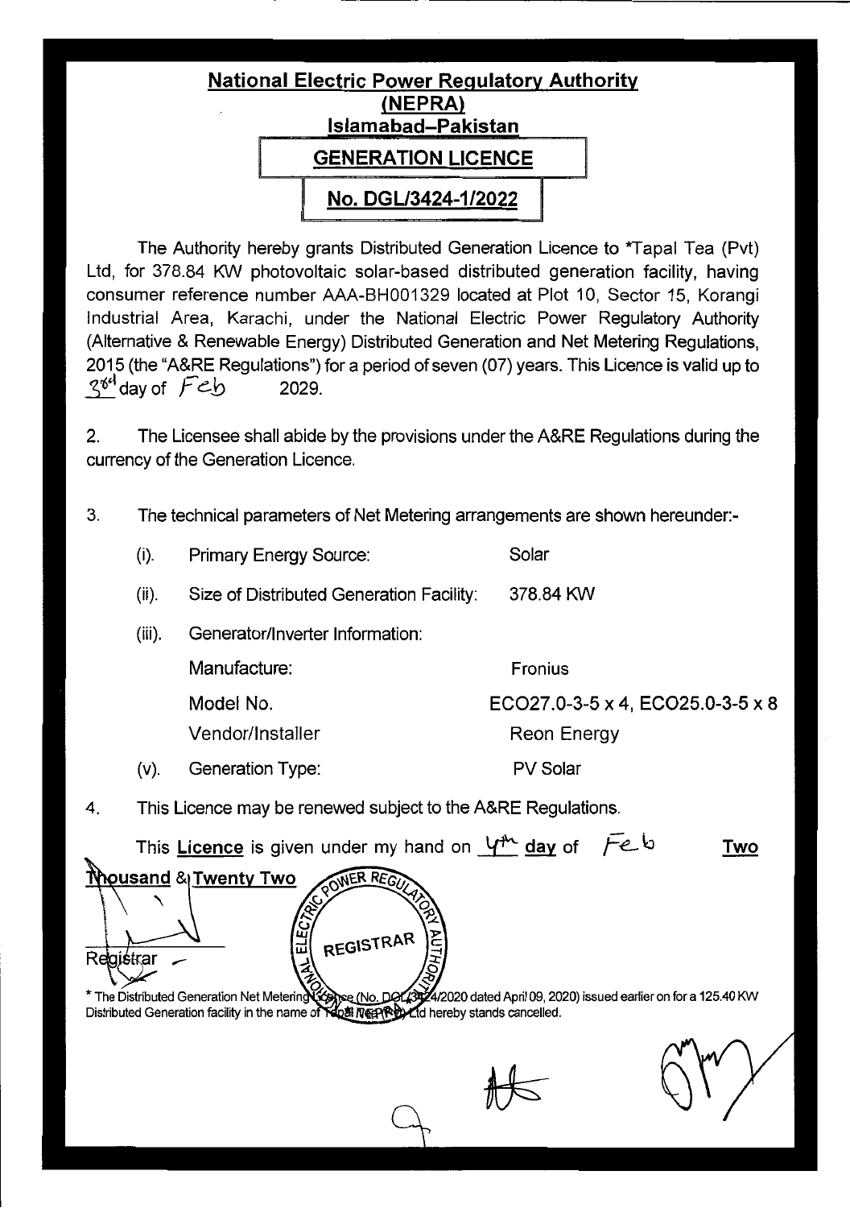**National Electric Power Regulatory Authority**
**(NEPRA)**
**Islamabad–Pakistan**

## GENERATION LICENCE

## No. DGL/3424-1/2022

The Authority hereby grants Distributed Generation Licence to *Tapal Tea (Pvt) Ltd, for 378.84 KW photovoltaic solar-based distributed generation facility, having consumer reference number AAA-BH001329 located at Plot 10, Sector 15, Korangi Industrial Area, Karachi, under the National Electric Power Regulatory Authority (Alternative & Renewable Energy) Distributed Generation and Net Metering Regulations, 2015 (the "A&RE Regulations") for a period of seven (07) years. This Licence is valid up to 3rd day of Feb 2029.

2. The Licensee shall abide by the provisions under the A&RE Regulations during the currency of the Generation Licence.

3. The technical parameters of Net Metering arrangements are shown hereunder:-

| | | |
|---|---|---|
| (i). | Primary Energy Source: | Solar |
| (ii). | Size of Distributed Generation Facility: | 378.84 KW |
| (iii). | Generator/Inverter Information: | |
| | Manufacture: | Fronius |
| | Model No. | ECO27.0-3-5 x 4, ECO25.0-3-5 x 8 |
| | Vendor/Installer | Reon Energy |
| (v). | Generation Type: | PV Solar |

4. This Licence may be renewed subject to the A&RE Regulations.

This **Licence** is given under my hand on 4th **day** of Feb **Two Thousand** & **Twenty Two**

Registrar

REGISTRAR

* The Distributed Generation Net Metering Licence (No. DGL/3424/2020 dated April 09, 2020) issued earlier on for a 125.40 KW Distributed Generation facility in the name of Tapal Tea (Pvt) Ltd hereby stands cancelled.